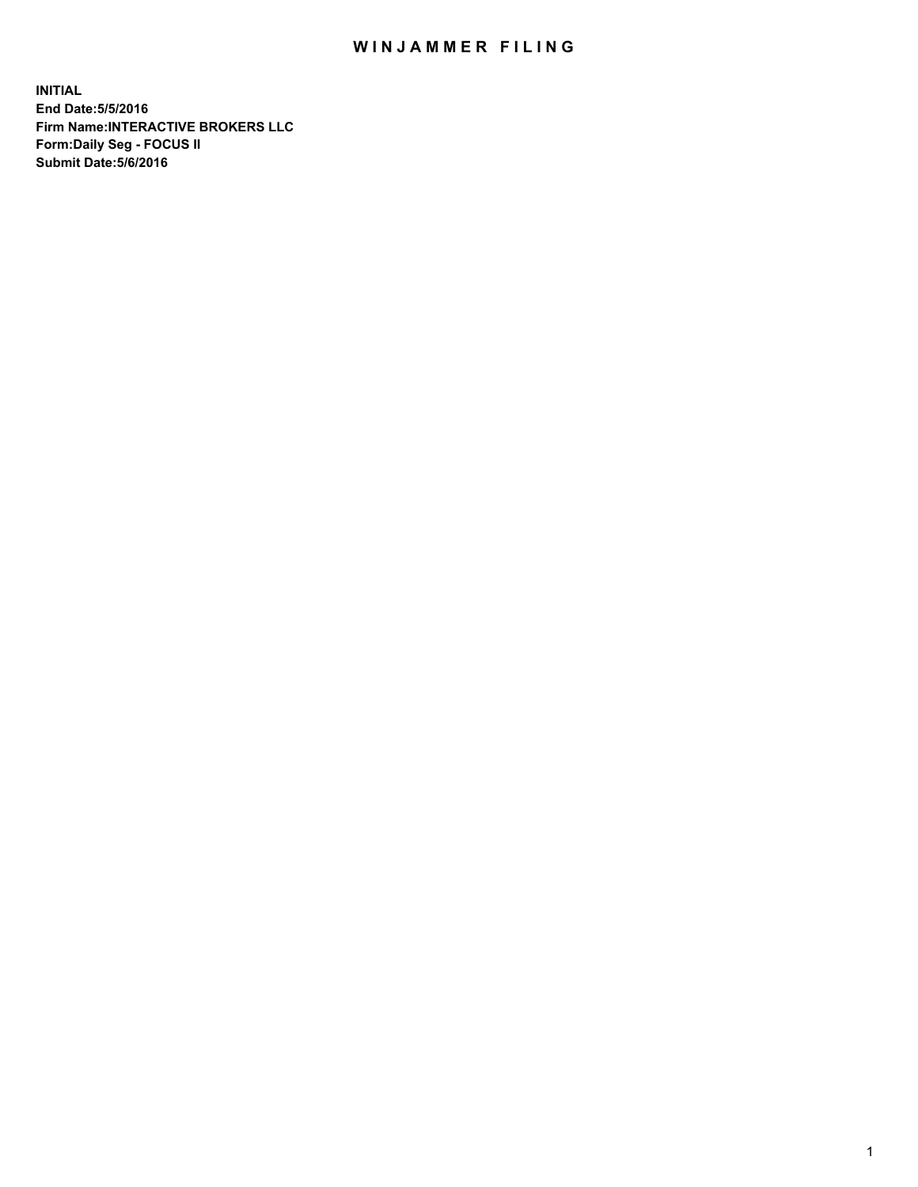# WINJAMMER FILING

**INITIAL**
**End Date:5/5/2016**
**Firm Name:INTERACTIVE BROKERS LLC**
**Form:Daily Seg - FOCUS II**
**Submit Date:5/6/2016**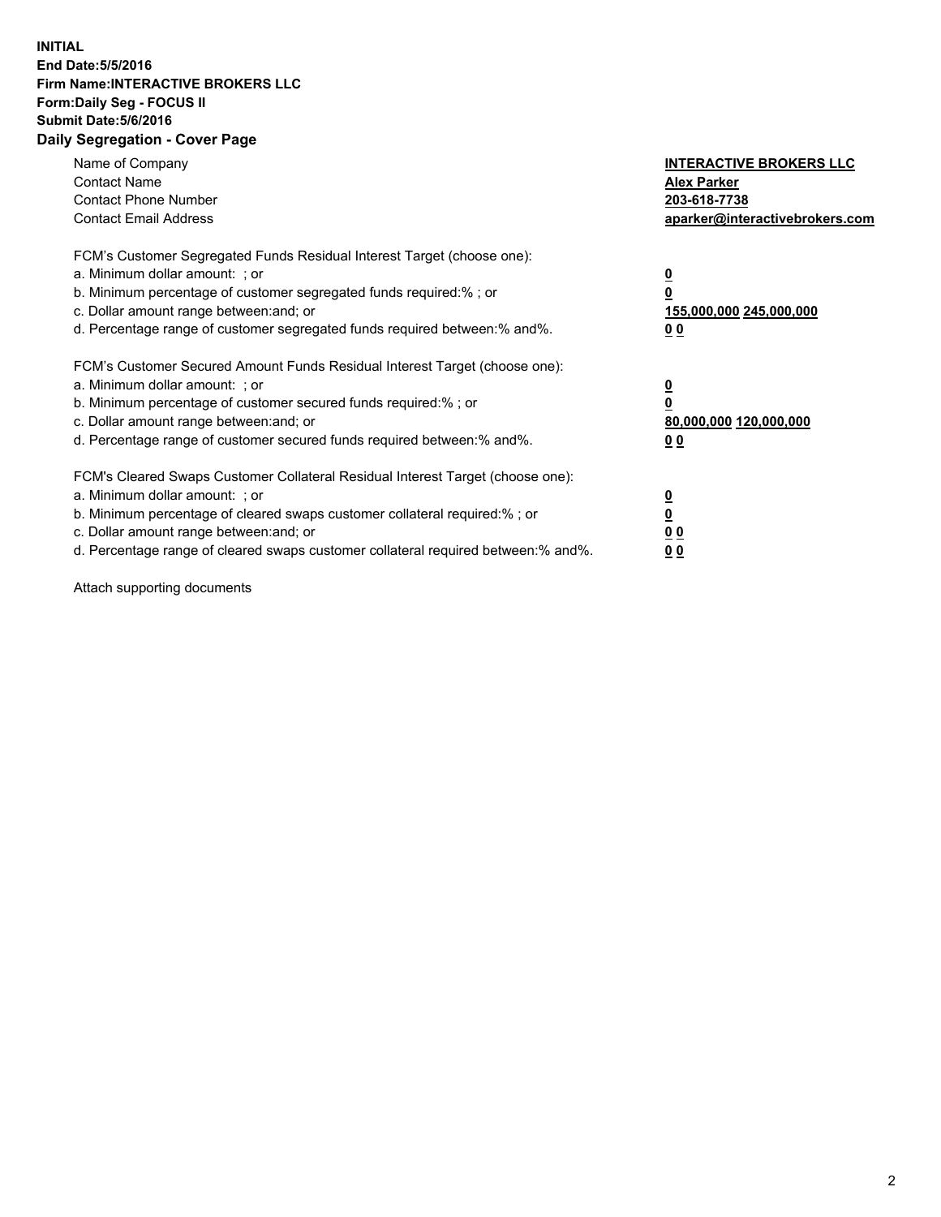**INITIAL**
**End Date:5/5/2016**
**Firm Name:INTERACTIVE BROKERS LLC**
**Form:Daily Seg - FOCUS II**
**Submit Date:5/6/2016**

**Daily Segregation - Cover Page**

| | |
|---|---|
| Name of Company | **INTERACTIVE BROKERS LLC** |
| Contact Name | **Alex Parker** |
| Contact Phone Number | **203-618-7738** |
| Contact Email Address | **aparker@interactivebrokers.com** |

FCM's Customer Segregated Funds Residual Interest Target (choose one):

| | |
|---|---|
| a. Minimum dollar amount: ; or | **0** |
| b. Minimum percentage of customer segregated funds required:% ; or | **0** |
| c. Dollar amount range between:and; or | **155,000,000 245,000,000** |
| d. Percentage range of customer segregated funds required between:% and%. | **0 0** |

FCM's Customer Secured Amount Funds Residual Interest Target (choose one):

| | |
|---|---|
| a. Minimum dollar amount: ; or | **0** |
| b. Minimum percentage of customer secured funds required:% ; or | **0** |
| c. Dollar amount range between:and; or | **80,000,000 120,000,000** |
| d. Percentage range of customer secured funds required between:% and%. | **0 0** |

FCM's Cleared Swaps Customer Collateral Residual Interest Target (choose one):

| | |
|---|---|
| a. Minimum dollar amount: ; or | **0** |
| b. Minimum percentage of cleared swaps customer collateral required:% ; or | **0** |
| c. Dollar amount range between:and; or | **0 0** |
| d. Percentage range of cleared swaps customer collateral required between:% and%. | **0 0** |

Attach supporting documents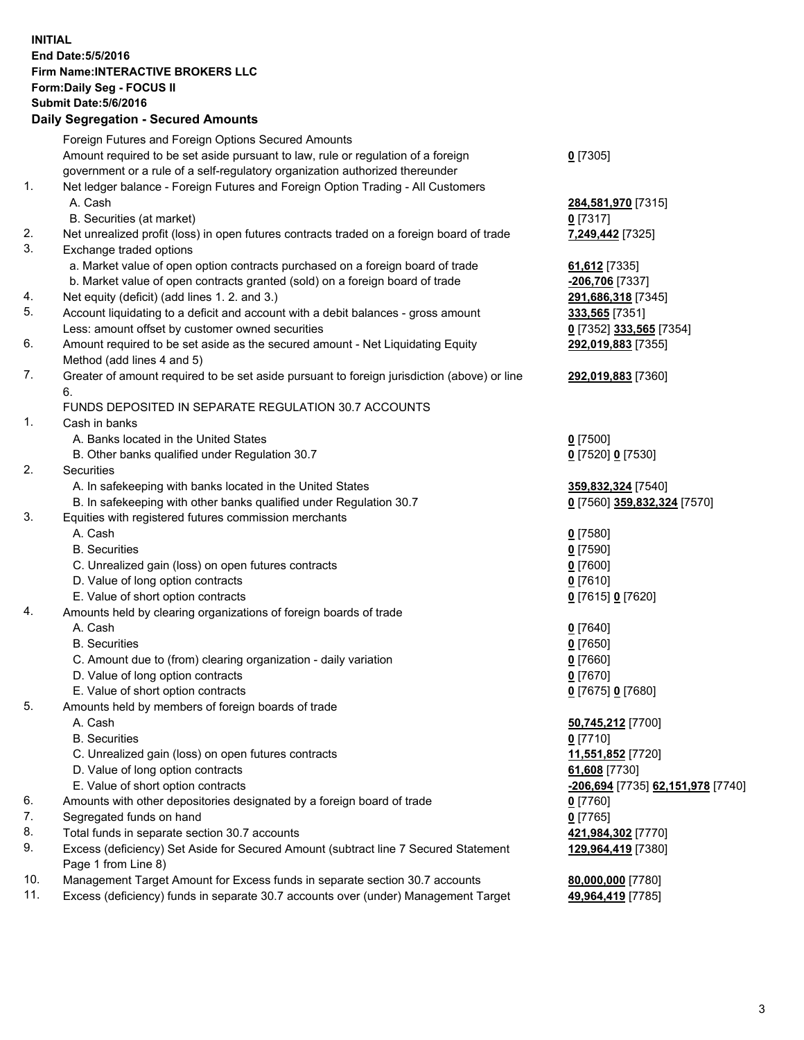**INITIAL**
**End Date:5/5/2016**
**Firm Name:INTERACTIVE BROKERS LLC**
**Form:Daily Seg - FOCUS II**
**Submit Date:5/6/2016**

## Daily Segregation - Secured Amounts

| | | |
|---|---|---|
| | Foreign Futures and Foreign Options Secured Amounts | |
| | Amount required to be set aside pursuant to law, rule or regulation of a foreign government or a rule of a self-regulatory organization authorized thereunder | **0** [7305] |
| 1. | Net ledger balance - Foreign Futures and Foreign Option Trading - All Customers | |
| | A. Cash | **284,581,970** [7315] |
| | B. Securities (at market) | **0** [7317] |
| 2. | Net unrealized profit (loss) in open futures contracts traded on a foreign board of trade | **7,249,442** [7325] |
| 3. | Exchange traded options | |
| | a. Market value of open option contracts purchased on a foreign board of trade | **61,612** [7335] |
| | b. Market value of open contracts granted (sold) on a foreign board of trade | **-206,706** [7337] |
| 4. | Net equity (deficit) (add lines 1. 2. and 3.) | **291,686,318** [7345] |
| 5. | Account liquidating to a deficit and account with a debit balances - gross amount | **333,565** [7351] |
| | Less: amount offset by customer owned securities | **0** [7352] **333,565** [7354] |
| 6. | Amount required to be set aside as the secured amount - Net Liquidating Equity Method (add lines 4 and 5) | **292,019,883** [7355] |
| 7. | Greater of amount required to be set aside pursuant to foreign jurisdiction (above) or line 6. | **292,019,883** [7360] |
| | FUNDS DEPOSITED IN SEPARATE REGULATION 30.7 ACCOUNTS | |
| 1. | Cash in banks | |
| | A. Banks located in the United States | **0** [7500] |
| | B. Other banks qualified under Regulation 30.7 | **0** [7520] **0** [7530] |
| 2. | Securities | |
| | A. In safekeeping with banks located in the United States | **359,832,324** [7540] |
| | B. In safekeeping with other banks qualified under Regulation 30.7 | **0** [7560] **359,832,324** [7570] |
| 3. | Equities with registered futures commission merchants | |
| | A. Cash | **0** [7580] |
| | B. Securities | **0** [7590] |
| | C. Unrealized gain (loss) on open futures contracts | **0** [7600] |
| | D. Value of long option contracts | **0** [7610] |
| | E. Value of short option contracts | **0** [7615] **0** [7620] |
| 4. | Amounts held by clearing organizations of foreign boards of trade | |
| | A. Cash | **0** [7640] |
| | B. Securities | **0** [7650] |
| | C. Amount due to (from) clearing organization - daily variation | **0** [7660] |
| | D. Value of long option contracts | **0** [7670] |
| | E. Value of short option contracts | **0** [7675] **0** [7680] |
| 5. | Amounts held by members of foreign boards of trade | |
| | A. Cash | **50,745,212** [7700] |
| | B. Securities | **0** [7710] |
| | C. Unrealized gain (loss) on open futures contracts | **11,551,852** [7720] |
| | D. Value of long option contracts | **61,608** [7730] |
| | E. Value of short option contracts | **-206,694** [7735] **62,151,978** [7740] |
| 6. | Amounts with other depositories designated by a foreign board of trade | **0** [7760] |
| 7. | Segregated funds on hand | **0** [7765] |
| 8. | Total funds in separate section 30.7 accounts | **421,984,302** [7770] |
| 9. | Excess (deficiency) Set Aside for Secured Amount (subtract line 7 Secured Statement Page 1 from Line 8) | **129,964,419** [7380] |
| 10. | Management Target Amount for Excess funds in separate section 30.7 accounts | **80,000,000** [7780] |
| 11. | Excess (deficiency) funds in separate 30.7 accounts over (under) Management Target | **49,964,419** [7785] |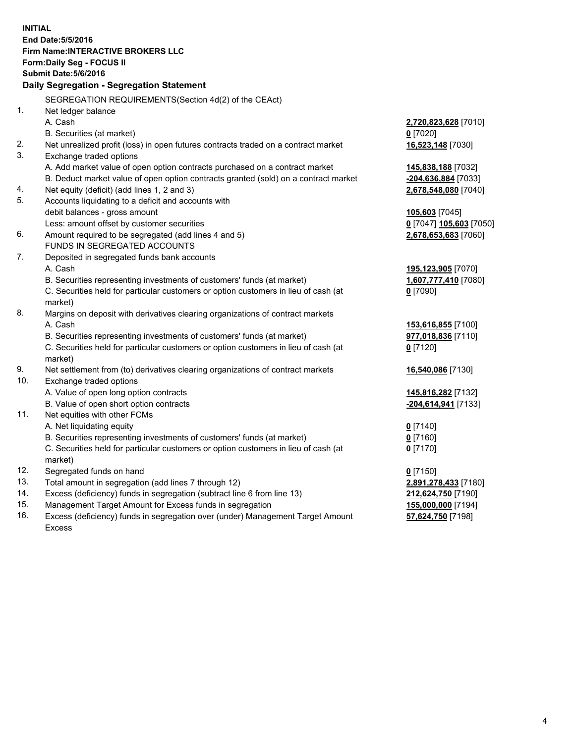**INITIAL**
**End Date:5/5/2016**
**Firm Name:INTERACTIVE BROKERS LLC**
**Form:Daily Seg - FOCUS II**
**Submit Date:5/6/2016**

## Daily Segregation - Segregation Statement

SEGREGATION REQUIREMENTS(Section 4d(2) of the CEAct)

| | | |
|---|---|---|
| 1. | Net ledger balance | |
| | A. Cash | **2,720,823,628** [7010] |
| | B. Securities (at market) | **0** [7020] |
| 2. | Net unrealized profit (loss) in open futures contracts traded on a contract market | **16,523,148** [7030] |
| 3. | Exchange traded options | |
| | A. Add market value of open option contracts purchased on a contract market | **145,838,188** [7032] |
| | B. Deduct market value of open option contracts granted (sold) on a contract market | **-204,636,884** [7033] |
| 4. | Net equity (deficit) (add lines 1, 2 and 3) | **2,678,548,080** [7040] |
| 5. | Accounts liquidating to a deficit and accounts with | |
| | debit balances - gross amount | **105,603** [7045] |
| | Less: amount offset by customer securities | **0** [7047] **105,603** [7050] |
| 6. | Amount required to be segregated (add lines 4 and 5) | **2,678,653,683** [7060] |
| | FUNDS IN SEGREGATED ACCOUNTS | |
| 7. | Deposited in segregated funds bank accounts | |
| | A. Cash | **195,123,905** [7070] |
| | B. Securities representing investments of customers' funds (at market) | **1,607,777,410** [7080] |
| | C. Securities held for particular customers or option customers in lieu of cash (at market) | **0** [7090] |
| 8. | Margins on deposit with derivatives clearing organizations of contract markets | |
| | A. Cash | **153,616,855** [7100] |
| | B. Securities representing investments of customers' funds (at market) | **977,018,836** [7110] |
| | C. Securities held for particular customers or option customers in lieu of cash (at market) | **0** [7120] |
| 9. | Net settlement from (to) derivatives clearing organizations of contract markets | **16,540,086** [7130] |
| 10. | Exchange traded options | |
| | A. Value of open long option contracts | **145,816,282** [7132] |
| | B. Value of open short option contracts | **-204,614,941** [7133] |
| 11. | Net equities with other FCMs | |
| | A. Net liquidating equity | **0** [7140] |
| | B. Securities representing investments of customers' funds (at market) | **0** [7160] |
| | C. Securities held for particular customers or option customers in lieu of cash (at market) | **0** [7170] |
| 12. | Segregated funds on hand | **0** [7150] |
| 13. | Total amount in segregation (add lines 7 through 12) | **2,891,278,433** [7180] |
| 14. | Excess (deficiency) funds in segregation (subtract line 6 from line 13) | **212,624,750** [7190] |
| 15. | Management Target Amount for Excess funds in segregation | **155,000,000** [7194] |
| 16. | Excess (deficiency) funds in segregation over (under) Management Target Amount Excess | **57,624,750** [7198] |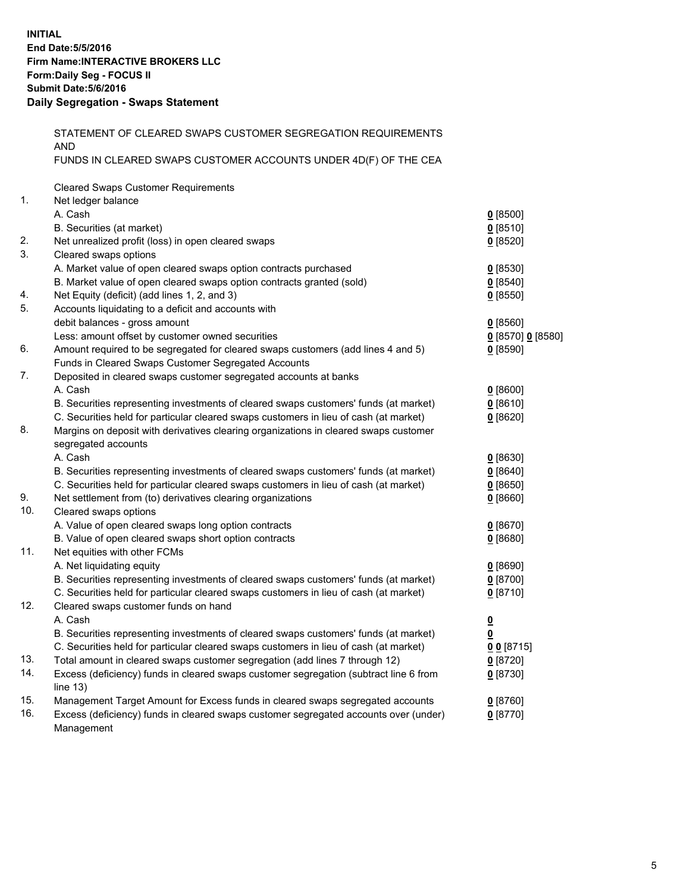**INITIAL**
**End Date:5/5/2016**
**Firm Name:INTERACTIVE BROKERS LLC**
**Form:Daily Seg - FOCUS II**
**Submit Date:5/6/2016**
**Daily Segregation - Swaps Statement**

STATEMENT OF CLEARED SWAPS CUSTOMER SEGREGATION REQUIREMENTS AND FUNDS IN CLEARED SWAPS CUSTOMER ACCOUNTS UNDER 4D(F) OF THE CEA

| | | |
|---|---|---|
| | Cleared Swaps Customer Requirements | |
| 1. | Net ledger balance | |
| | A. Cash | 0 [8500] |
| | B. Securities (at market) | 0 [8510] |
| 2. | Net unrealized profit (loss) in open cleared swaps | 0 [8520] |
| 3. | Cleared swaps options | |
| | A. Market value of open cleared swaps option contracts purchased | 0 [8530] |
| | B. Market value of open cleared swaps option contracts granted (sold) | 0 [8540] |
| 4. | Net Equity (deficit) (add lines 1, 2, and 3) | 0 [8550] |
| 5. | Accounts liquidating to a deficit and accounts with debit balances - gross amount | 0 [8560] |
| | Less: amount offset by customer owned securities | 0 [8570] 0 [8580] |
| 6. | Amount required to be segregated for cleared swaps customers (add lines 4 and 5) | 0 [8590] |
| | Funds in Cleared Swaps Customer Segregated Accounts | |
| 7. | Deposited in cleared swaps customer segregated accounts at banks | |
| | A. Cash | 0 [8600] |
| | B. Securities representing investments of cleared swaps customers' funds (at market) | 0 [8610] |
| | C. Securities held for particular cleared swaps customers in lieu of cash (at market) | 0 [8620] |
| 8. | Margins on deposit with derivatives clearing organizations in cleared swaps customer segregated accounts | |
| | A. Cash | 0 [8630] |
| | B. Securities representing investments of cleared swaps customers' funds (at market) | 0 [8640] |
| | C. Securities held for particular cleared swaps customers in lieu of cash (at market) | 0 [8650] |
| 9. | Net settlement from (to) derivatives clearing organizations | 0 [8660] |
| 10. | Cleared swaps options | |
| | A. Value of open cleared swaps long option contracts | 0 [8670] |
| | B. Value of open cleared swaps short option contracts | 0 [8680] |
| 11. | Net equities with other FCMs | |
| | A. Net liquidating equity | 0 [8690] |
| | B. Securities representing investments of cleared swaps customers' funds (at market) | 0 [8700] |
| | C. Securities held for particular cleared swaps customers in lieu of cash (at market) | 0 [8710] |
| 12. | Cleared swaps customer funds on hand | |
| | A. Cash | 0 |
| | B. Securities representing investments of cleared swaps customers' funds (at market) | 0 |
| | C. Securities held for particular cleared swaps customers in lieu of cash (at market) | 0 0 [8715] |
| 13. | Total amount in cleared swaps customer segregation (add lines 7 through 12) | 0 [8720] |
| 14. | Excess (deficiency) funds in cleared swaps customer segregation (subtract line 6 from line 13) | 0 [8730] |
| 15. | Management Target Amount for Excess funds in cleared swaps segregated accounts | 0 [8760] |
| 16. | Excess (deficiency) funds in cleared swaps customer segregated accounts over (under) Management | 0 [8770] |